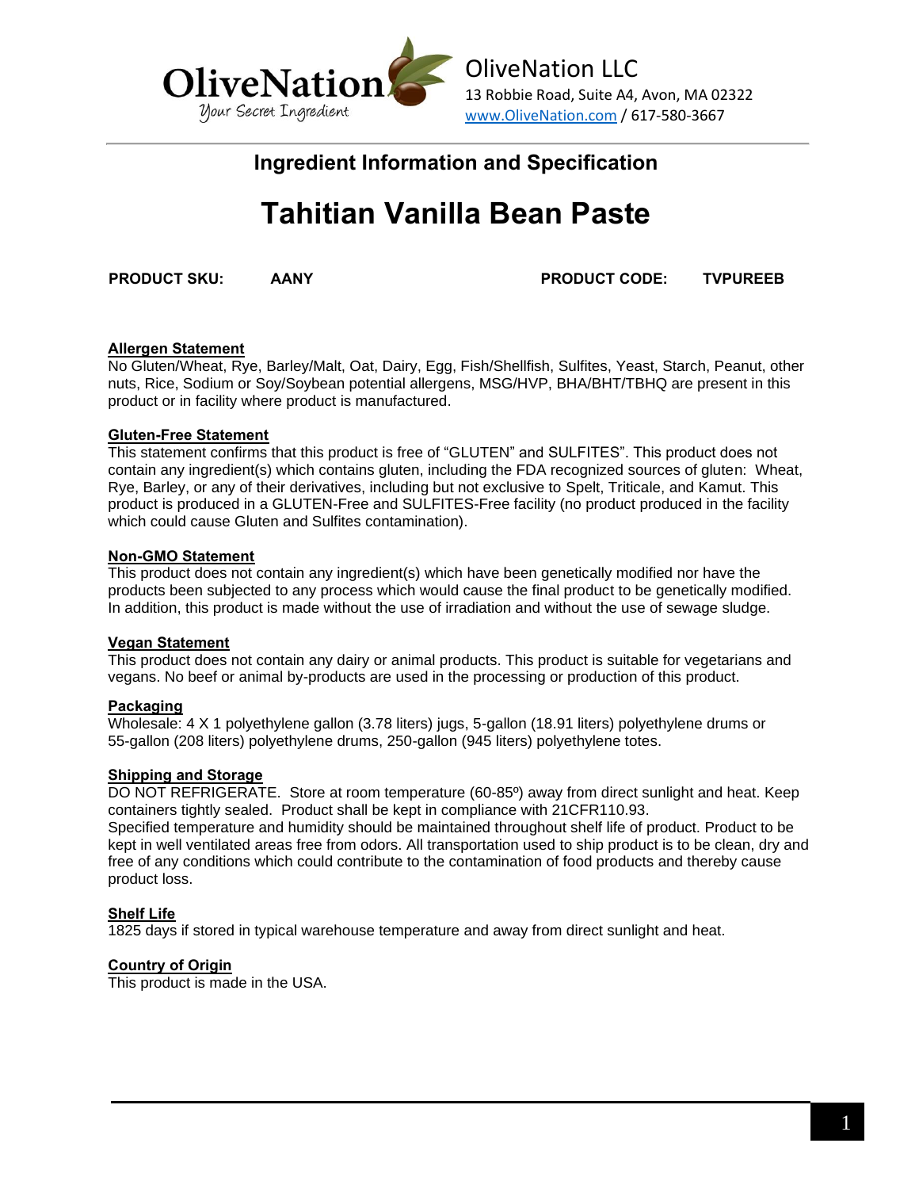OliveNation
Your Secret Ingredient

OliveNation LLC
13 Robbie Road, Suite A4, Avon, MA 02322
www.OliveNation.com / 617-580-3667

## Ingredient Information and Specification

# Tahitian Vanilla Bean Paste

**PRODUCT SKU:** **AANY** **PRODUCT CODE:** **TVPUREEB**

**Allergen Statement**

No Gluten/Wheat, Rye, Barley/Malt, Oat, Dairy, Egg, Fish/Shellfish, Sulfites, Yeast, Starch, Peanut, other nuts, Rice, Sodium or Soy/Soybean potential allergens, MSG/HVP, BHA/BHT/TBHQ are present in this product or in facility where product is manufactured.

**Gluten-Free Statement**

This statement confirms that this product is free of "GLUTEN" and SULFITES". This product does not contain any ingredient(s) which contains gluten, including the FDA recognized sources of gluten: Wheat, Rye, Barley, or any of their derivatives, including but not exclusive to Spelt, Triticale, and Kamut. This product is produced in a GLUTEN-Free and SULFITES-Free facility (no product produced in the facility which could cause Gluten and Sulfites contamination).

**Non-GMO Statement**

This product does not contain any ingredient(s) which have been genetically modified nor have the products been subjected to any process which would cause the final product to be genetically modified. In addition, this product is made without the use of irradiation and without the use of sewage sludge.

**Vegan Statement**

This product does not contain any dairy or animal products. This product is suitable for vegetarians and vegans. No beef or animal by-products are used in the processing or production of this product.

**Packaging**

Wholesale: 4 X 1 polyethylene gallon (3.78 liters) jugs, 5-gallon (18.91 liters) polyethylene drums or 55-gallon (208 liters) polyethylene drums, 250-gallon (945 liters) polyethylene totes.

**Shipping and Storage**

DO NOT REFRIGERATE. Store at room temperature (60-85º) away from direct sunlight and heat. Keep containers tightly sealed. Product shall be kept in compliance with 21CFR110.93.
Specified temperature and humidity should be maintained throughout shelf life of product. Product to be kept in well ventilated areas free from odors. All transportation used to ship product is to be clean, dry and free of any conditions which could contribute to the contamination of food products and thereby cause product loss.

**Shelf Life**

1825 days if stored in typical warehouse temperature and away from direct sunlight and heat.

**Country of Origin**

This product is made in the USA.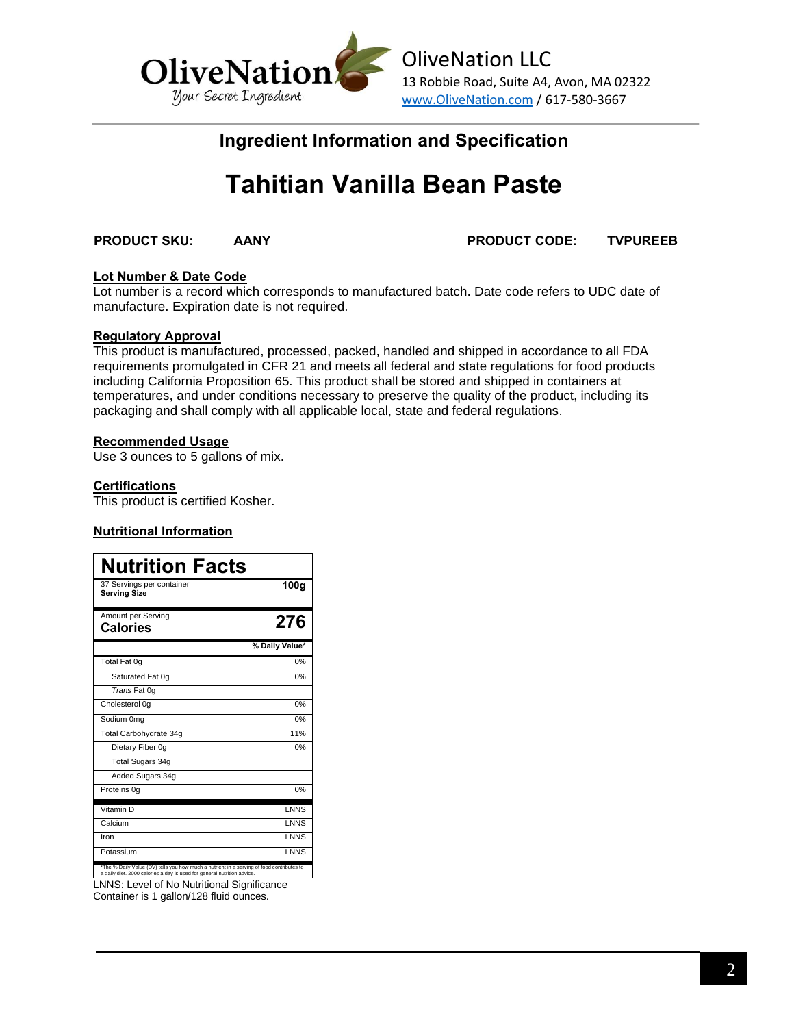OliveNation
Your Secret Ingredient

OliveNation LLC
13 Robbie Road, Suite A4, Avon, MA 02322
www.OliveNation.com / 617-580-3667

## Ingredient Information and Specification

# Tahitian Vanilla Bean Paste

**PRODUCT SKU:** **AANY** **PRODUCT CODE:** **TVPUREEB**

**Lot Number & Date Code**
Lot number is a record which corresponds to manufactured batch. Date code refers to UDC date of manufacture. Expiration date is not required.

**Regulatory Approval**
This product is manufactured, processed, packed, handled and shipped in accordance to all FDA requirements promulgated in CFR 21 and meets all federal and state regulations for food products including California Proposition 65. This product shall be stored and shipped in containers at temperatures, and under conditions necessary to preserve the quality of the product, including its packaging and shall comply with all applicable local, state and federal regulations.

**Recommended Usage**
Use 3 ounces to 5 gallons of mix.

**Certifications**
This product is certified Kosher.

**Nutritional Information**

| Nutrition Facts | |
|---|---|
| 37 Servings per container **Serving Size** | **100g** |
| Amount per Serving **Calories** | **276** |
| | **% Daily Value*** |
| Total Fat 0g | 0% |
| Saturated Fat 0g | 0% |
| *Trans* Fat 0g | |
| Cholesterol 0g | 0% |
| Sodium 0mg | 0% |
| Total Carbohydrate 34g | 11% |
| Dietary Fiber 0g | 0% |
| Total Sugars 34g | |
| Added Sugars 34g | |
| Proteins 0g | 0% |
| Vitamin D | LNNS |
| Calcium | LNNS |
| Iron | LNNS |
| Potassium | LNNS |

*The % Daily Value (DV) tells you how much a nutrient in a serving of food contributes to a daily diet. 2000 calories a day is used for general nutrition advice.

LNNS: Level of No Nutritional Significance
Container is 1 gallon/128 fluid ounces.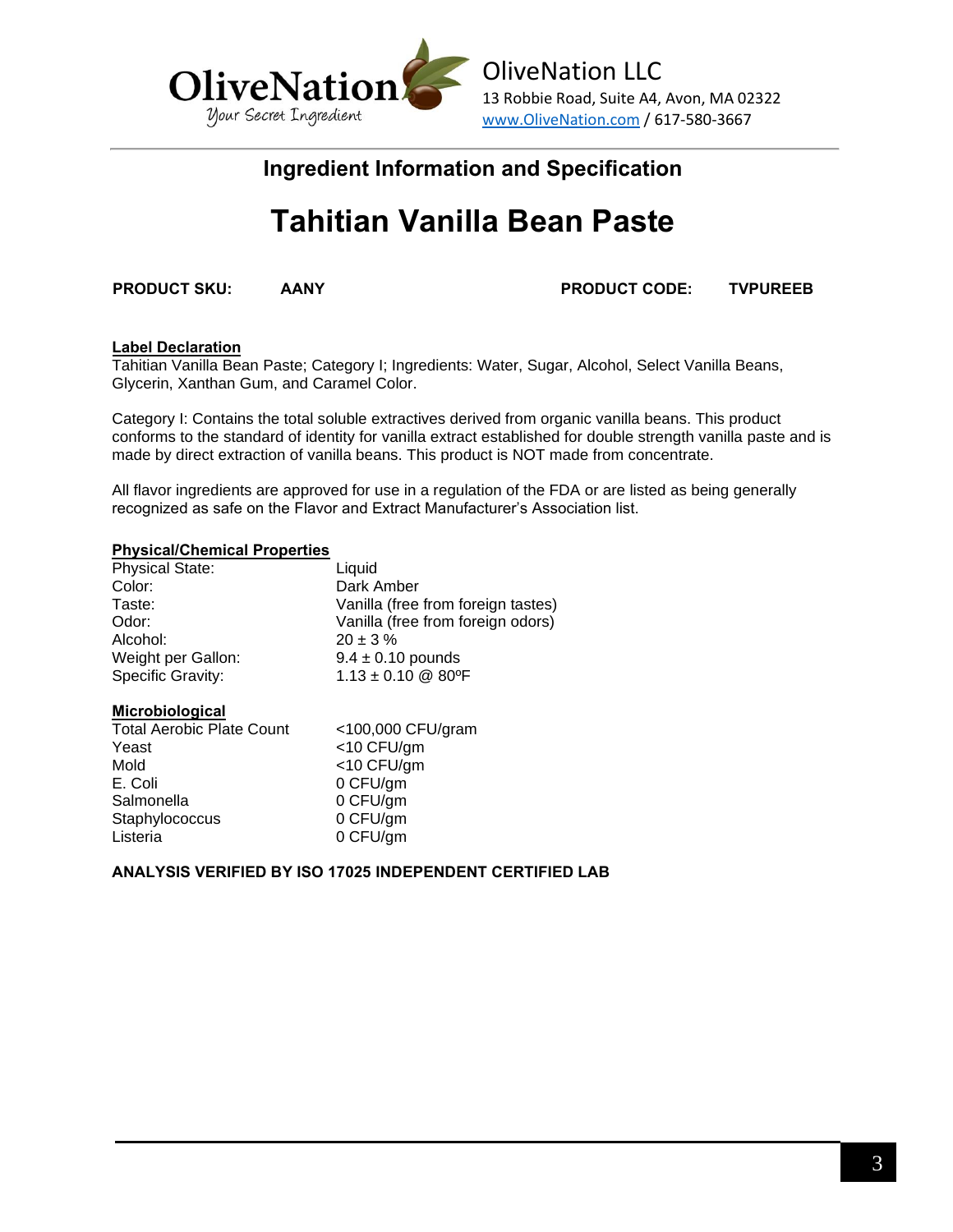OliveNation

*Your Secret Ingredient*

OliveNation LLC
13 Robbie Road, Suite A4, Avon, MA 02322
www.OliveNation.com / 617-580-3667

## Ingredient Information and Specification

# Tahitian Vanilla Bean Paste

**PRODUCT SKU:** **AANY** **PRODUCT CODE:** **TVPUREEB**

**Label Declaration**

Tahitian Vanilla Bean Paste; Category I; Ingredients: Water, Sugar, Alcohol, Select Vanilla Beans, Glycerin, Xanthan Gum, and Caramel Color.

Category I: Contains the total soluble extractives derived from organic vanilla beans. This product conforms to the standard of identity for vanilla extract established for double strength vanilla paste and is made by direct extraction of vanilla beans. This product is NOT made from concentrate.

All flavor ingredients are approved for use in a regulation of the FDA or are listed as being generally recognized as safe on the Flavor and Extract Manufacturer's Association list.

**Physical/Chemical Properties**

| | |
|---|---|
| Physical State: | Liquid |
| Color: | Dark Amber |
| Taste: | Vanilla (free from foreign tastes) |
| Odor: | Vanilla (free from foreign odors) |
| Alcohol: | 20 ± 3 % |
| Weight per Gallon: | 9.4 ± 0.10 pounds |
| Specific Gravity: | 1.13 ± 0.10 @ 80ºF |

**Microbiological**

| | |
|---|---|
| Total Aerobic Plate Count | <100,000 CFU/gram |
| Yeast | <10 CFU/gm |
| Mold | <10 CFU/gm |
| E. Coli | 0 CFU/gm |
| Salmonella | 0 CFU/gm |
| Staphylococcus | 0 CFU/gm |
| Listeria | 0 CFU/gm |

**ANALYSIS VERIFIED BY ISO 17025 INDEPENDENT CERTIFIED LAB**